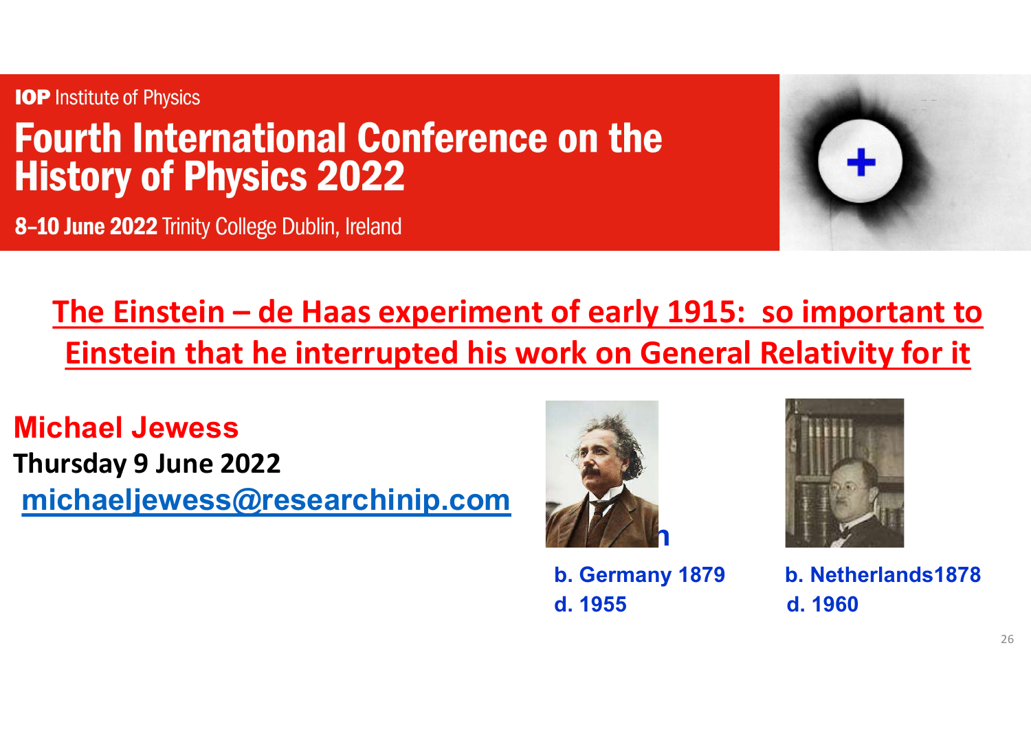IOP Institute of Physics

# Fourth International Conference on the History of Physics 2022

**8–10 June 2022** Trinity College Dublin, Ireland

## The Einstein – de Haas experiment of early 1915: so important to Einstein that he interrupted his work on General Relativity for it

**Michael Jewess**

**Thursday 9 June 2022**

[michaeljewess@researchinip.com](mailto:michaeljewess@researchinip.com)

**b. Germany 1879**
**d. 1955**

**b. Netherlands1878**
**d. 1960**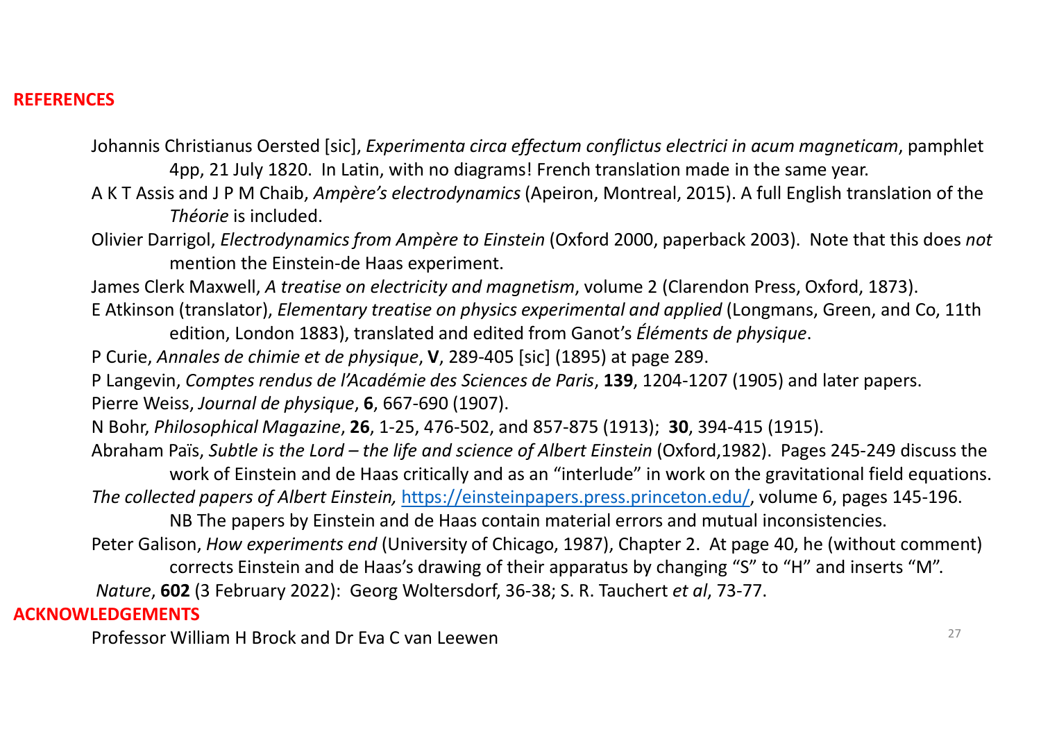## REFERENCES

Johannis Christianus Oersted [sic], *Experimenta circa effectum conflictus electrici in acum magneticam*, pamphlet 4pp, 21 July 1820. In Latin, with no diagrams! French translation made in the same year.

A K T Assis and J P M Chaib, *Ampère's electrodynamics* (Apeiron, Montreal, 2015). A full English translation of the *Théorie* is included.

Olivier Darrigol, *Electrodynamics from Ampère to Einstein* (Oxford 2000, paperback 2003). Note that this does *not* mention the Einstein-de Haas experiment.

James Clerk Maxwell, *A treatise on electricity and magnetism*, volume 2 (Clarendon Press, Oxford, 1873).

E Atkinson (translator), *Elementary treatise on physics experimental and applied* (Longmans, Green, and Co, 11th edition, London 1883), translated and edited from Ganot's *Éléments de physique*.

P Curie, *Annales de chimie et de physique*, **V**, 289-405 [sic] (1895) at page 289.

P Langevin, *Comptes rendus de l'Académie des Sciences de Paris*, **139**, 1204-1207 (1905) and later papers.

Pierre Weiss, *Journal de physique*, **6**, 667-690 (1907).

N Bohr, *Philosophical Magazine*, **26**, 1-25, 476-502, and 857-875 (1913); **30**, 394-415 (1915).

Abraham Païs, *Subtle is the Lord – the life and science of Albert Einstein* (Oxford,1982). Pages 245-249 discuss the work of Einstein and de Haas critically and as an "interlude" in work on the gravitational field equations.

*The collected papers of Albert Einstein,* https://einsteinpapers.press.princeton.edu/, volume 6, pages 145-196. NB The papers by Einstein and de Haas contain material errors and mutual inconsistencies.

Peter Galison, *How experiments end* (University of Chicago, 1987), Chapter 2. At page 40, he (without comment) corrects Einstein and de Haas's drawing of their apparatus by changing "S" to "H" and inserts "M".

*Nature*, **602** (3 February 2022): Georg Woltersdorf, 36-38; S. R. Tauchert *et al*, 73-77.

## ACKNOWLEDGEMENTS

Professor William H Brock and Dr Eva C van Leewen